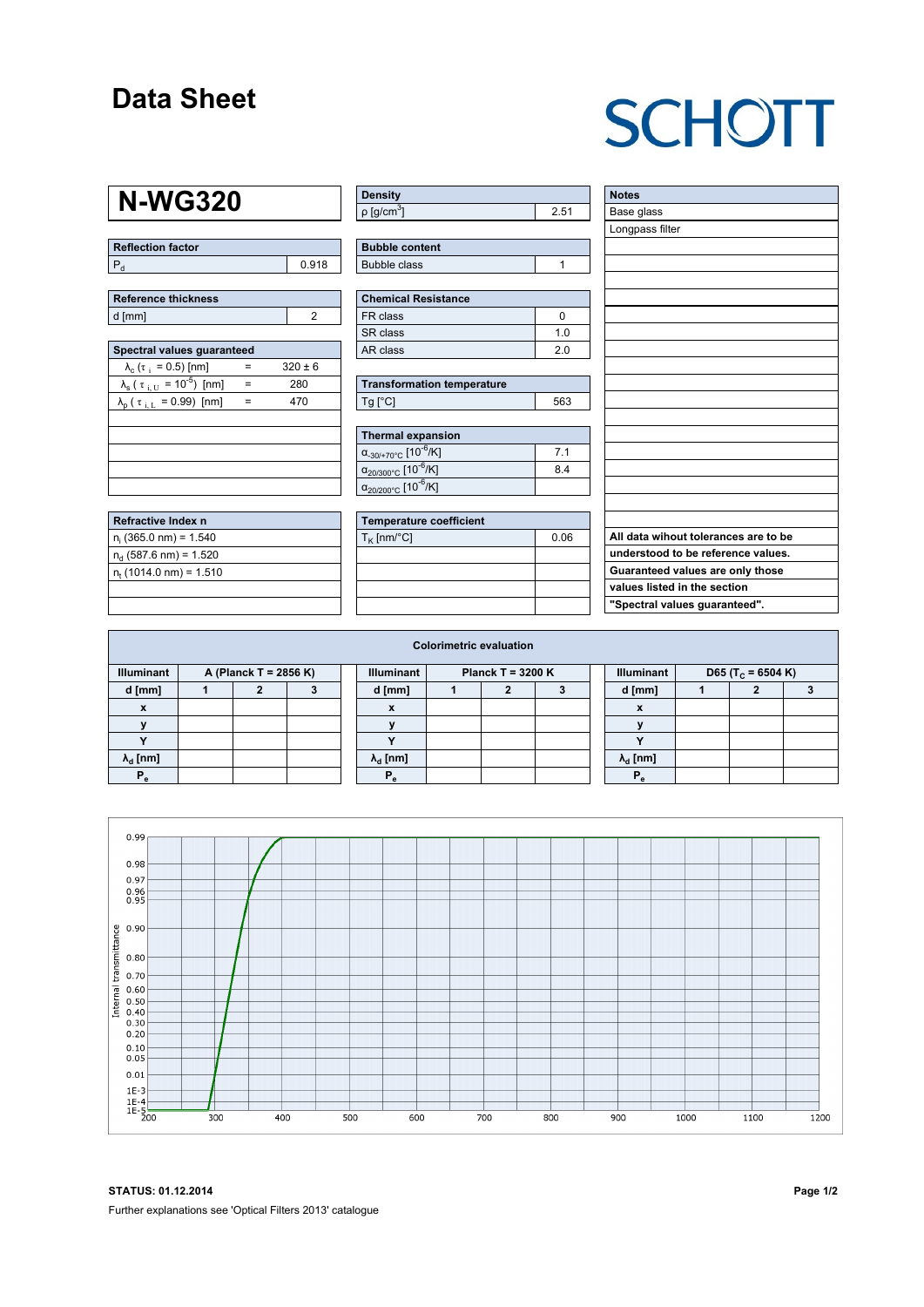# Data Sheet

SCHOTT

## N-WG320

| Reflection factor | |
|---|---|
| $P_d$ | 0.918 |

| Reference thickness | |
|---|---|
| d [mm] | 2 |

| Spectral values guaranteed | | |
|---|---|---|
| $\lambda_c$ ($\tau_i$ = 0.5) [nm] | = | 320 ± 6 |
| $\lambda_s$ ($\tau_{i,U}$ = $10^{-5}$) [nm] | = | 280 |
| $\lambda_p$ ($\tau_{i,L}$ = 0.99) [nm] | = | 470 |

| Refractive Index n |
|---|
| $n_i$ (365.0 nm) = 1.540 |
| $n_d$ (587.6 nm) = 1.520 |
| $n_t$ (1014.0 nm) = 1.510 |

| Density | |
|---|---|
| ρ [g/cm³] | 2.51 |

| Bubble content | |
|---|---|
| Bubble class | 1 |

| Chemical Resistance | |
|---|---|
| FR class | 0 |
| SR class | 1.0 |
| AR class | 2.0 |

| Transformation temperature | |
|---|---|
| Tg [°C] | 563 |

| Thermal expansion | |
|---|---|
| $\alpha_{-30/+70°C}$ [$10^{-6}$/K] | 7.1 |
| $\alpha_{20/300°C}$ [$10^{-6}$/K] | 8.4 |
| $\alpha_{20/200°C}$ [$10^{-6}$/K] | |

| Temperature coefficient | |
|---|---|
| $T_K$ [nm/°C] | 0.06 |

| Notes |
|---|
| Base glass |
| Longpass filter |

**All data wihout tolerances are to be understood to be reference values. Guaranteed values are only those values listed in the section "Spectral values guaranteed".**

### Colorimetric evaluation

| Illuminant | A (Planck T = 2856 K) | | | Illuminant | Planck T = 3200 K | | | Illuminant | D65 ($T_C$ = 6504 K) | | |
|---|---|---|---|---|---|---|---|---|---|---|---|
| d [mm] | 1 | 2 | 3 | d [mm] | 1 | 2 | 3 | d [mm] | 1 | 2 | 3 |
| x | | | | x | | | | x | | | |
| y | | | | y | | | | y | | | |
| Y | | | | Y | | | | Y | | | |
| $\lambda_d$ [nm] | | | | $\lambda_d$ [nm] | | | | $\lambda_d$ [nm] | | | |
| $P_e$ | | | | $P_e$ | | | | $P_e$ | | | |

**STATUS: 01.12.2014**

Further explanations see 'Optical Filters 2013' catalogue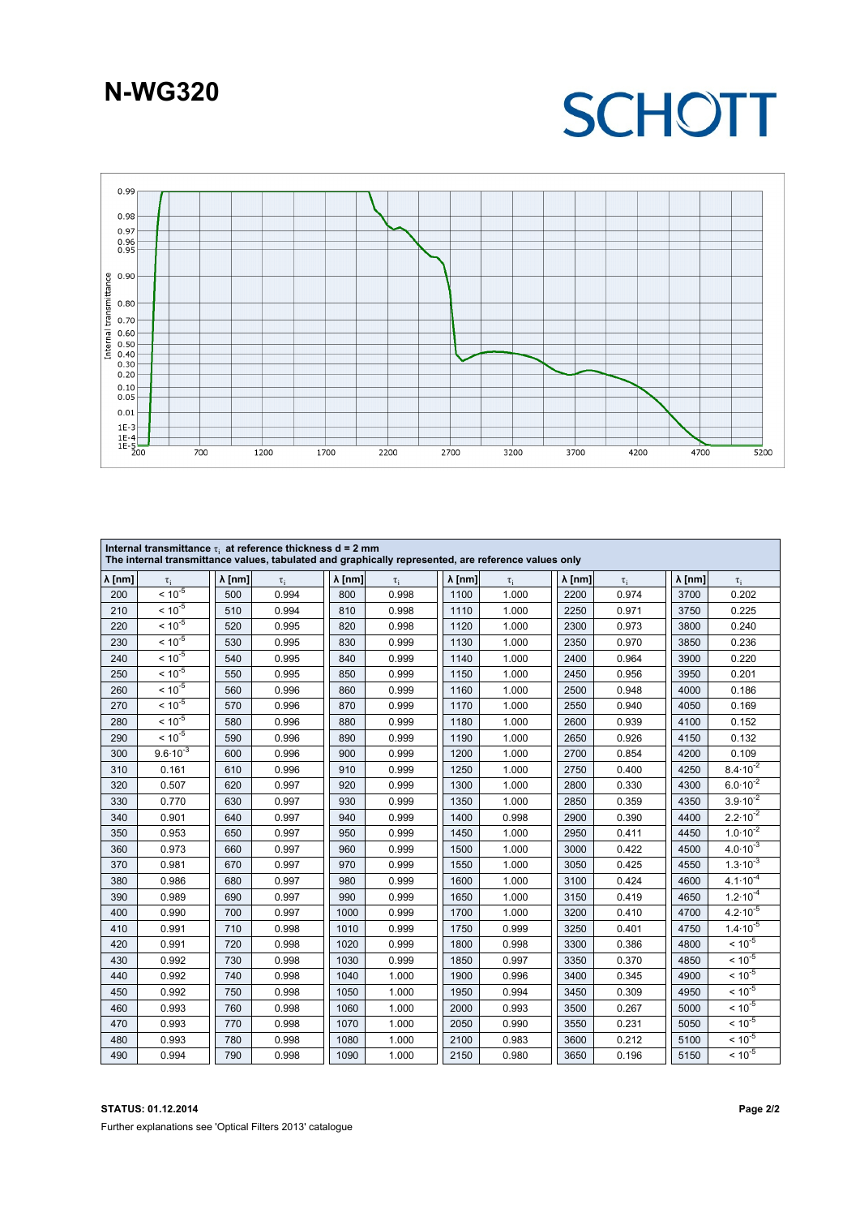# N-WG320

SCHOTT

0.99
0.98
0.97
0.96
0.95
0.90
0.80
0.70
0.60
0.50
0.40
0.30
0.20
0.10
0.05
0.01
1E-3
1E-4
1E-5

Internal transmittance

200
700
1200
1700
2200
2700
3200
3700
4200
4700
5200

**Internal transmittance $\tau_i$ at reference thickness d = 2 mm**
**The internal transmittance values, tabulated and graphically represented, are reference values only**

| λ [nm] | $\tau_i$ | λ [nm] | $\tau_i$ | λ [nm] | $\tau_i$ | λ [nm] | $\tau_i$ | λ [nm] | $\tau_i$ | λ [nm] | $\tau_i$ |
|---|---|---|---|---|---|---|---|---|---|---|---|
| 200 | $< 10^{-5}$ | 500 | 0.994 | 800 | 0.998 | 1100 | 1.000 | 2200 | 0.974 | 3700 | 0.202 |
| 210 | $< 10^{-5}$ | 510 | 0.994 | 810 | 0.998 | 1110 | 1.000 | 2250 | 0.971 | 3750 | 0.225 |
| 220 | $< 10^{-5}$ | 520 | 0.995 | 820 | 0.998 | 1120 | 1.000 | 2300 | 0.973 | 3800 | 0.240 |
| 230 | $< 10^{-5}$ | 530 | 0.995 | 830 | 0.999 | 1130 | 1.000 | 2350 | 0.970 | 3850 | 0.236 |
| 240 | $< 10^{-5}$ | 540 | 0.995 | 840 | 0.999 | 1140 | 1.000 | 2400 | 0.964 | 3900 | 0.220 |
| 250 | $< 10^{-5}$ | 550 | 0.995 | 850 | 0.999 | 1150 | 1.000 | 2450 | 0.956 | 3950 | 0.201 |
| 260 | $< 10^{-5}$ | 560 | 0.996 | 860 | 0.999 | 1160 | 1.000 | 2500 | 0.948 | 4000 | 0.186 |
| 270 | $< 10^{-5}$ | 570 | 0.996 | 870 | 0.999 | 1170 | 1.000 | 2550 | 0.940 | 4050 | 0.169 |
| 280 | $< 10^{-5}$ | 580 | 0.996 | 880 | 0.999 | 1180 | 1.000 | 2600 | 0.939 | 4100 | 0.152 |
| 290 | $< 10^{-5}$ | 590 | 0.996 | 890 | 0.999 | 1190 | 1.000 | 2650 | 0.926 | 4150 | 0.132 |
| 300 | $9.6 \cdot 10^{-3}$ | 600 | 0.996 | 900 | 0.999 | 1200 | 1.000 | 2700 | 0.854 | 4200 | 0.109 |
| 310 | 0.161 | 610 | 0.996 | 910 | 0.999 | 1250 | 1.000 | 2750 | 0.400 | 4250 | $8.4 \cdot 10^{-2}$ |
| 320 | 0.507 | 620 | 0.997 | 920 | 0.999 | 1300 | 1.000 | 2800 | 0.330 | 4300 | $6.0 \cdot 10^{-2}$ |
| 330 | 0.770 | 630 | 0.997 | 930 | 0.999 | 1350 | 1.000 | 2850 | 0.359 | 4350 | $3.9 \cdot 10^{-2}$ |
| 340 | 0.901 | 640 | 0.997 | 940 | 0.999 | 1400 | 0.998 | 2900 | 0.390 | 4400 | $2.2 \cdot 10^{-2}$ |
| 350 | 0.953 | 650 | 0.997 | 950 | 0.999 | 1450 | 1.000 | 2950 | 0.411 | 4450 | $1.0 \cdot 10^{-2}$ |
| 360 | 0.973 | 660 | 0.997 | 960 | 0.999 | 1500 | 1.000 | 3000 | 0.422 | 4500 | $4.0 \cdot 10^{-3}$ |
| 370 | 0.981 | 670 | 0.997 | 970 | 0.999 | 1550 | 1.000 | 3050 | 0.425 | 4550 | $1.3 \cdot 10^{-3}$ |
| 380 | 0.986 | 680 | 0.997 | 980 | 0.999 | 1600 | 1.000 | 3100 | 0.424 | 4600 | $4.1 \cdot 10^{-4}$ |
| 390 | 0.989 | 690 | 0.997 | 990 | 0.999 | 1650 | 1.000 | 3150 | 0.419 | 4650 | $1.2 \cdot 10^{-4}$ |
| 400 | 0.990 | 700 | 0.997 | 1000 | 0.999 | 1700 | 1.000 | 3200 | 0.410 | 4700 | $4.2 \cdot 10^{-5}$ |
| 410 | 0.991 | 710 | 0.998 | 1010 | 0.999 | 1750 | 0.999 | 3250 | 0.401 | 4750 | $1.4 \cdot 10^{-5}$ |
| 420 | 0.991 | 720 | 0.998 | 1020 | 0.999 | 1800 | 0.998 | 3300 | 0.386 | 4800 | $< 10^{-5}$ |
| 430 | 0.992 | 730 | 0.998 | 1030 | 0.999 | 1850 | 0.997 | 3350 | 0.370 | 4850 | $< 10^{-5}$ |
| 440 | 0.992 | 740 | 0.998 | 1040 | 1.000 | 1900 | 0.996 | 3400 | 0.345 | 4900 | $< 10^{-5}$ |
| 450 | 0.992 | 750 | 0.998 | 1050 | 1.000 | 1950 | 0.994 | 3450 | 0.309 | 4950 | $< 10^{-5}$ |
| 460 | 0.993 | 760 | 0.998 | 1060 | 1.000 | 2000 | 0.993 | 3500 | 0.267 | 5000 | $< 10^{-5}$ |
| 470 | 0.993 | 770 | 0.998 | 1070 | 1.000 | 2050 | 0.990 | 3550 | 0.231 | 5050 | $< 10^{-5}$ |
| 480 | 0.993 | 780 | 0.998 | 1080 | 1.000 | 2100 | 0.983 | 3600 | 0.212 | 5100 | $< 10^{-5}$ |
| 490 | 0.994 | 790 | 0.998 | 1090 | 1.000 | 2150 | 0.980 | 3650 | 0.196 | 5150 | $< 10^{-5}$ |

**STATUS: 01.12.2014**

Further explanations see 'Optical Filters 2013' catalogue